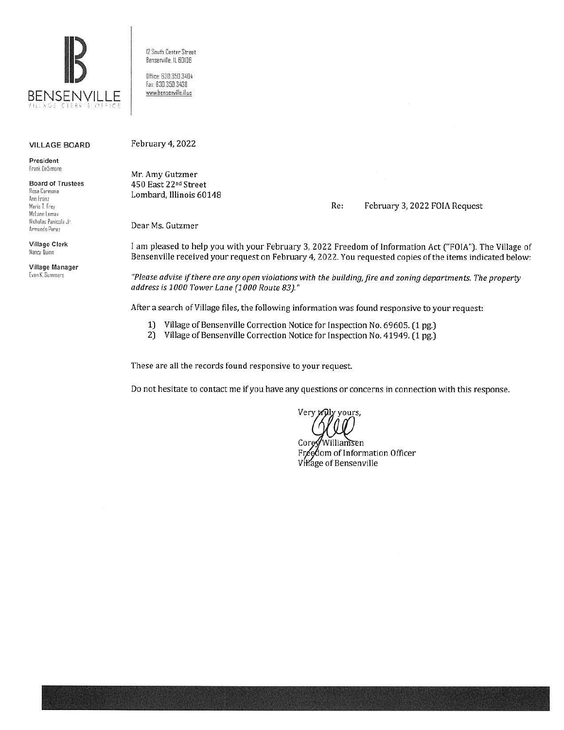**BENSENVILLE**
VILLAGE CLERK'S OFFICE

12 South Center Street
Bensenville, IL 60106

Office: 630.350.3404
Fax: 630.350.3438
www.bensenville.il.us

**VILLAGE BOARD**

**President**
Frank DeSimone

**Board of Trustees**
Rosa Carmona
Ann Franz
Marie T. Frey
McLane Lomax
Nicholas Panicola Jr.
Armando Perez

**Village Clerk**
Nancy Quinn

**Village Manager**
Evan K. Summers

February 4, 2022

Mr. Amy Gutzmer
450 East 22nd Street
Lombard, Illinois 60148

Re: February 3, 2022 FOIA Request

Dear Ms. Gutzmer

I am pleased to help you with your February 3, 2022 Freedom of Information Act ("FOIA"). The Village of Bensenville received your request on February 4, 2022. You requested copies of the items indicated below:

*"Please advise if there are any open violations with the building, fire and zoning departments. The property address is 1000 Tower Lane (1000 Route 83)."*

After a search of Village files, the following information was found responsive to your request:

1) Village of Bensenville Correction Notice for Inspection No. 69605. (1 pg.)
2) Village of Bensenville Correction Notice for Inspection No. 41949. (1 pg.)

These are all the records found responsive to your request.

Do not hesitate to contact me if you have any questions or concerns in connection with this response.

Very truly yours,

Corey Williamsen
Freedom of Information Officer
Village of Bensenville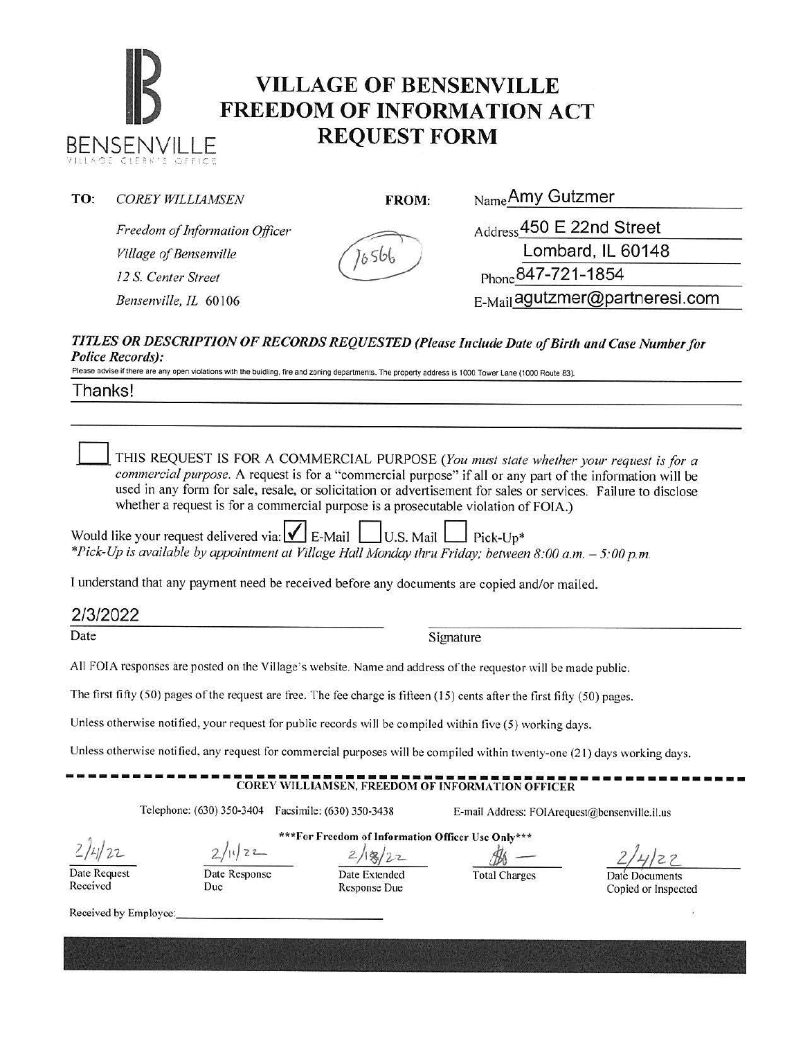# VILLAGE OF BENSENVILLE FREEDOM OF INFORMATION ACT REQUEST FORM

BENSENVILLE
VILLAGE CLERK'S OFFICE

**TO:** *COREY WILLIAMSEN*

*Freedom of Information Officer*

*Village of Bensenville*

*12 S. Center Street*

*Bensenville, IL 60106*

10566

**FROM:**

Name Amy Gutzmer

Address 450 E 22nd Street
Lombard, IL 60148

Phone 847-721-1854

E-Mail agutzmer@partneresi.com

***TITLES OR DESCRIPTION OF RECORDS REQUESTED (Please Include Date of Birth and Case Number for Police Records):***

Please advise if there are any open violations with the building, fire and zoning departments. The property address is 1000 Tower Lane (1000 Route 83).

Thanks!

☐ THIS REQUEST IS FOR A COMMERCIAL PURPOSE (*You must state whether your request is for a commercial purpose.* A request is for a "commercial purpose" if all or any part of the information will be used in any form for sale, resale, or solicitation or advertisement for sales or services. Failure to disclose whether a request is for a commercial purpose is a prosecutable violation of FOIA.)

Would like your request delivered via: ☑ E-Mail ☐ U.S. Mail ☐ Pick-Up*

*\*Pick-Up is available by appointment at Village Hall Monday thru Friday; between 8:00 a.m. – 5:00 p.m.*

I understand that any payment need be received before any documents are copied and/or mailed.

2/3/2022

Date

Signature

All FOIA responses are posted on the Village's website. Name and address of the requestor will be made public.

The first fifty (50) pages of the request are free. The fee charge is fifteen (15) cents after the first fifty (50) pages.

Unless otherwise notified, your request for public records will be compiled within five (5) working days.

Unless otherwise notified, any request for commercial purposes will be compiled within twenty-one (21) days working days.

---

COREY WILLIAMSEN, FREEDOM OF INFORMATION OFFICER

Telephone: (630) 350-3404 Facsimile: (630) 350-3438 E-mail Address: FOIArequest@bensenville.il.us

***For Freedom of Information Officer Use Only***

| 2/4/22 | 2/11/22 | 2/18/22 | $0 — | 2/4/22 |
|---|---|---|---|---|
| Date Request Received | Date Response Due | Date Extended Response Due | Total Charges | Date Documents Copied or Inspected |

Received by Employee: \_\_\_\_\_\_\_\_\_\_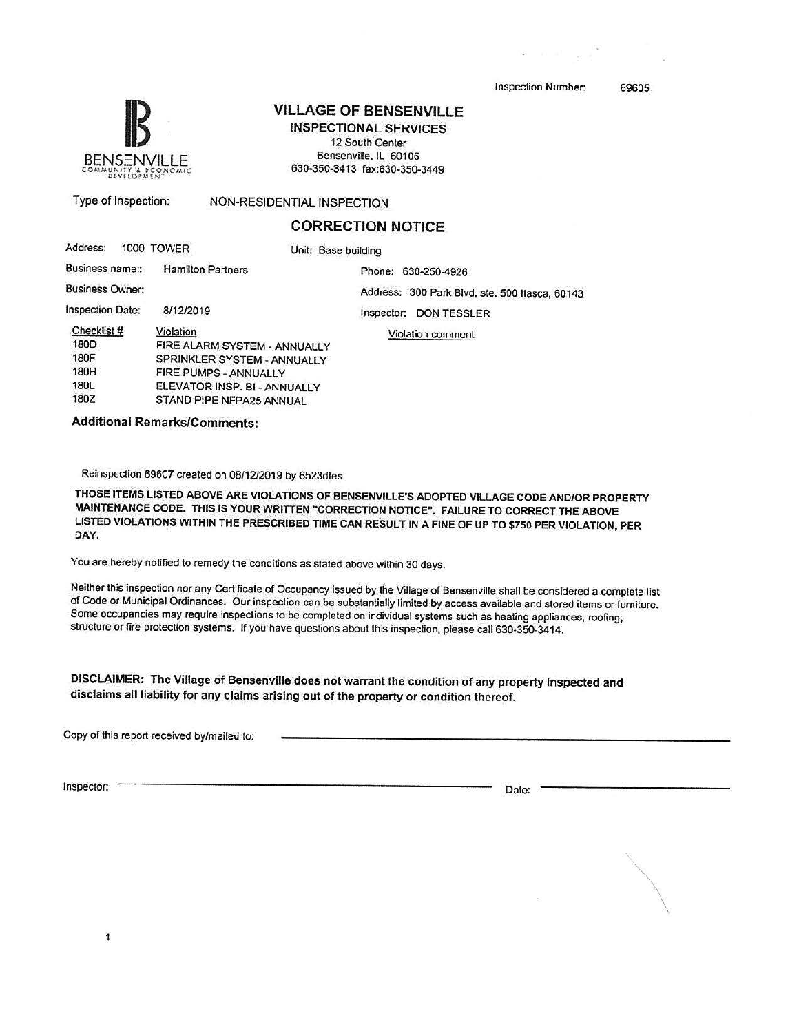Inspection Number: 69605

BENSENVILLE
COMMUNITY & ECONOMIC DEVELOPMENT

## VILLAGE OF BENSENVILLE

**INSPECTIONAL SERVICES**
12 South Center
Bensenville, IL 60106
630-350-3413 fax:630-350-3449

Type of Inspection: NON-RESIDENTIAL INSPECTION

## CORRECTION NOTICE

Address: 1000 TOWER  Unit: Base building

Business name:: Hamilton Partners  Phone: 630-250-4926

Business Owner:  Address: 300 Park Blvd. ste. 500 Itasca, 60143

Inspection Date: 8/12/2019  Inspector: DON TESSLER

| Checklist # | Violation | Violation comment |
| --- | --- | --- |
| 180D | FIRE ALARM SYSTEM - ANNUALLY | |
| 180F | SPRINKLER SYSTEM - ANNUALLY | |
| 180H | FIRE PUMPS - ANNUALLY | |
| 180L | ELEVATOR INSP. BI - ANNUALLY | |
| 180Z | STAND PIPE NFPA25 ANNUAL | |

**Additional Remarks/Comments:**

Reinspection 69607 created on 08/12/2019 by 6523dtes

**THOSE ITEMS LISTED ABOVE ARE VIOLATIONS OF BENSENVILLE'S ADOPTED VILLAGE CODE AND/OR PROPERTY MAINTENANCE CODE. THIS IS YOUR WRITTEN "CORRECTION NOTICE". FAILURE TO CORRECT THE ABOVE LISTED VIOLATIONS WITHIN THE PRESCRIBED TIME CAN RESULT IN A FINE OF UP TO $750 PER VIOLATION, PER DAY.**

You are hereby notified to remedy the conditions as stated above within 30 days.

Neither this inspection nor any Certificate of Occupancy issued by the Village of Bensenville shall be considered a complete list of Code or Municipal Ordinances. Our inspection can be substantially limited by access available and stored items or furniture. Some occupancies may require inspections to be completed on individual systems such as heating appliances, roofing, structure or fire protection systems. If you have questions about this inspection, please call 630-350-3414.

**DISCLAIMER: The Village of Bensenville does not warrant the condition of any property inspected and disclaims all liability for any claims arising out of the property or condition thereof.**

Copy of this report received by/mailed to: ______________________________

Inspector: ______________________________ Date: ______________________________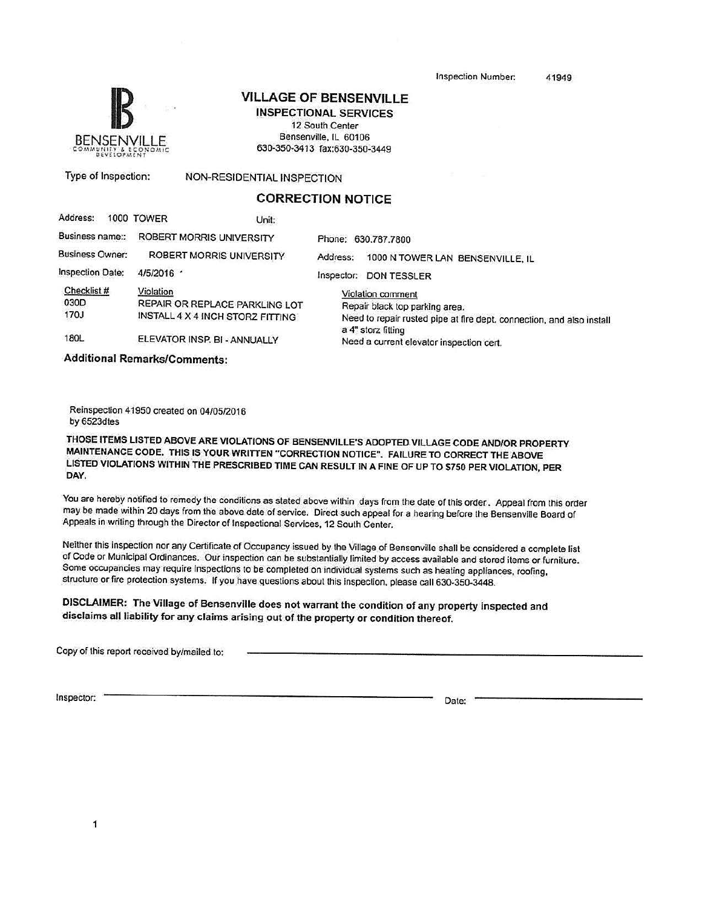Inspection Number: 41949

BENSENVILLE COMMUNITY & ECONOMIC DEVELOPMENT

## VILLAGE OF BENSENVILLE

**INSPECTIONAL SERVICES**

12 South Center
Bensenville, IL 60106
630-350-3413 fax:630-350-3449

Type of Inspection: NON-RESIDENTIAL INSPECTION

### CORRECTION NOTICE

Address: 1000 TOWER Unit:

Business name:: ROBERT MORRIS UNIVERSITY Phone: 630.787.7800

Business Owner: ROBERT MORRIS UNIVERSITY Address: 1000 N TOWER LAN BENSENVILLE, IL

Inspection Date: 4/5/2016 Inspector: DON TESSLER

| Checklist # | Violation | Violation comment |
|---|---|---|
| 030D | REPAIR OR REPLACE PARKLING LOT | Repair black top parking area. |
| 170J | INSTALL 4 X 4 INCH STORZ FITTING | Need to repair rusted pipe at fire dept. connection, and also install a 4" storz fitting |
| 180L | ELEVATOR INSP. BI - ANNUALLY | Need a current elevator inspection cert. |

**Additional Remarks/Comments:**

Reinspection 41950 created on 04/05/2016
by 6523dtes

**THOSE ITEMS LISTED ABOVE ARE VIOLATIONS OF BENSENVILLE'S ADOPTED VILLAGE CODE AND/OR PROPERTY MAINTENANCE CODE. THIS IS YOUR WRITTEN "CORRECTION NOTICE". FAILURE TO CORRECT THE ABOVE LISTED VIOLATIONS WITHIN THE PRESCRIBED TIME CAN RESULT IN A FINE OF UP TO $750 PER VIOLATION, PER DAY.**

You are hereby notified to remedy the conditions as stated above within days from the date of this order. Appeal from this order may be made within 20 days from the above date of service. Direct such appeal for a hearing before the Bensenville Board of Appeals in writing through the Director of Inspectional Services, 12 South Center.

Neither this inspection nor any Certificate of Occupancy issued by the Village of Bensenville shall be considered a complete list of Code or Municipal Ordinances. Our inspection can be substantially limited by access available and stored items or furniture. Some occupancies may require inspections to be completed on individual systems such as heating appliances, roofing, structure or fire protection systems. If you have questions about this inspection, please call 630-350-3448.

**DISCLAIMER: The Village of Bensenville does not warrant the condition of any property inspected and disclaims all liability for any claims arising out of the property or condition thereof.**

Copy of this report received by/mailed to: ______________________________

Inspector: ______________________________ Date: ______________________________